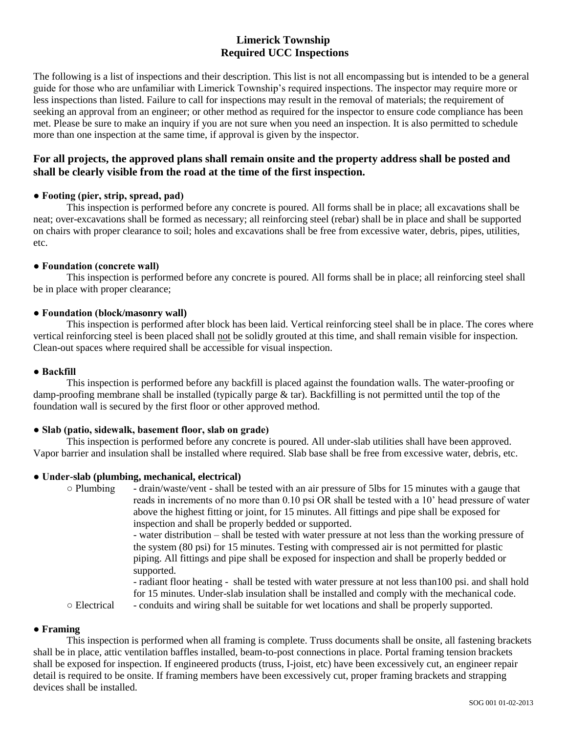# Limerick Township
## Required UCC Inspections

The following is a list of inspections and their description. This list is not all encompassing but is intended to be a general guide for those who are unfamiliar with Limerick Township's required inspections. The inspector may require more or less inspections than listed. Failure to call for inspections may result in the removal of materials; the requirement of seeking an approval from an engineer; or other method as required for the inspector to ensure code compliance has been met. Please be sure to make an inquiry if you are not sure when you need an inspection. It is also permitted to schedule more than one inspection at the same time, if approval is given by the inspector.

**For all projects, the approved plans shall remain onsite and the property address shall be posted and shall be clearly visible from the road at the time of the first inspection.**

● **Footing (pier, strip, spread, pad)**

This inspection is performed before any concrete is poured. All forms shall be in place; all excavations shall be neat; over-excavations shall be formed as necessary; all reinforcing steel (rebar) shall be in place and shall be supported on chairs with proper clearance to soil; holes and excavations shall be free from excessive water, debris, pipes, utilities, etc.

● **Foundation (concrete wall)**

This inspection is performed before any concrete is poured. All forms shall be in place; all reinforcing steel shall be in place with proper clearance;

● **Foundation (block/masonry wall)**

This inspection is performed after block has been laid. Vertical reinforcing steel shall be in place. The cores where vertical reinforcing steel is been placed shall <u>not</u> be solidly grouted at this time, and shall remain visible for inspection. Clean-out spaces where required shall be accessible for visual inspection.

● **Backfill**

This inspection is performed before any backfill is placed against the foundation walls. The water-proofing or damp-proofing membrane shall be installed (typically parge & tar). Backfilling is not permitted until the top of the foundation wall is secured by the first floor or other approved method.

● **Slab (patio, sidewalk, basement floor, slab on grade)**

This inspection is performed before any concrete is poured. All under-slab utilities shall have been approved. Vapor barrier and insulation shall be installed where required. Slab base shall be free from excessive water, debris, etc.

● **Under-slab (plumbing, mechanical, electrical)**

○ Plumbing
- drain/waste/vent - shall be tested with an air pressure of 5lbs for 15 minutes with a gauge that reads in increments of no more than 0.10 psi OR shall be tested with a 10' head pressure of water above the highest fitting or joint, for 15 minutes. All fittings and pipe shall be exposed for inspection and shall be properly bedded or supported.
- water distribution – shall be tested with water pressure at not less than the working pressure of the system (80 psi) for 15 minutes. Testing with compressed air is not permitted for plastic piping. All fittings and pipe shall be exposed for inspection and shall be properly bedded or supported.
- radiant floor heating - shall be tested with water pressure at not less than100 psi. and shall hold for 15 minutes. Under-slab insulation shall be installed and comply with the mechanical code.

○ Electrical
- conduits and wiring shall be suitable for wet locations and shall be properly supported.

● **Framing**

This inspection is performed when all framing is complete. Truss documents shall be onsite, all fastening brackets shall be in place, attic ventilation baffles installed, beam-to-post connections in place. Portal framing tension brackets shall be exposed for inspection. If engineered products (truss, I-joist, etc) have been excessively cut, an engineer repair detail is required to be onsite. If framing members have been excessively cut, proper framing brackets and strapping devices shall be installed.

SOG 001 01-02-2013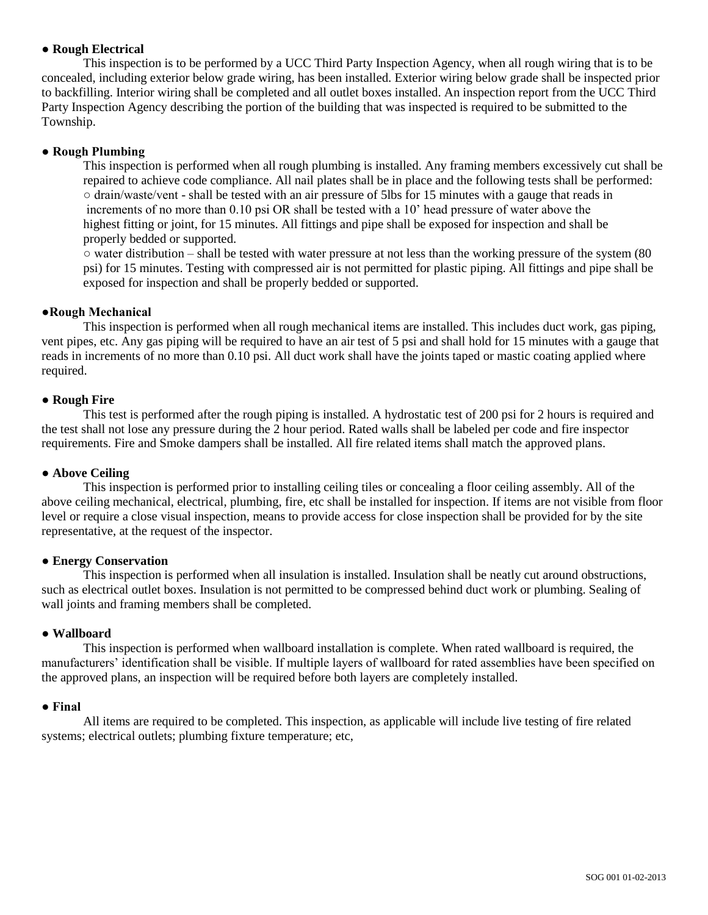- **Rough Electrical**

  This inspection is to be performed by a UCC Third Party Inspection Agency, when all rough wiring that is to be concealed, including exterior below grade wiring, has been installed. Exterior wiring below grade shall be inspected prior to backfilling. Interior wiring shall be completed and all outlet boxes installed. An inspection report from the UCC Third Party Inspection Agency describing the portion of the building that was inspected is required to be submitted to the Township.

- **Rough Plumbing**

  This inspection is performed when all rough plumbing is installed. Any framing members excessively cut shall be repaired to achieve code compliance. All nail plates shall be in place and the following tests shall be performed:
  - drain/waste/vent - shall be tested with an air pressure of 5lbs for 15 minutes with a gauge that reads in increments of no more than 0.10 psi OR shall be tested with a 10' head pressure of water above the highest fitting or joint, for 15 minutes. All fittings and pipe shall be exposed for inspection and shall be properly bedded or supported.
  - water distribution – shall be tested with water pressure at not less than the working pressure of the system (80 psi) for 15 minutes. Testing with compressed air is not permitted for plastic piping. All fittings and pipe shall be exposed for inspection and shall be properly bedded or supported.

- **Rough Mechanical**

  This inspection is performed when all rough mechanical items are installed. This includes duct work, gas piping, vent pipes, etc. Any gas piping will be required to have an air test of 5 psi and shall hold for 15 minutes with a gauge that reads in increments of no more than 0.10 psi. All duct work shall have the joints taped or mastic coating applied where required.

- **Rough Fire**

  This test is performed after the rough piping is installed. A hydrostatic test of 200 psi for 2 hours is required and the test shall not lose any pressure during the 2 hour period. Rated walls shall be labeled per code and fire inspector requirements. Fire and Smoke dampers shall be installed. All fire related items shall match the approved plans.

- **Above Ceiling**

  This inspection is performed prior to installing ceiling tiles or concealing a floor ceiling assembly. All of the above ceiling mechanical, electrical, plumbing, fire, etc shall be installed for inspection. If items are not visible from floor level or require a close visual inspection, means to provide access for close inspection shall be provided for by the site representative, at the request of the inspector.

- **Energy Conservation**

  This inspection is performed when all insulation is installed. Insulation shall be neatly cut around obstructions, such as electrical outlet boxes. Insulation is not permitted to be compressed behind duct work or plumbing. Sealing of wall joints and framing members shall be completed.

- **Wallboard**

  This inspection is performed when wallboard installation is complete. When rated wallboard is required, the manufacturers' identification shall be visible. If multiple layers of wallboard for rated assemblies have been specified on the approved plans, an inspection will be required before both layers are completely installed.

- **Final**

  All items are required to be completed. This inspection, as applicable will include live testing of fire related systems; electrical outlets; plumbing fixture temperature; etc,

SOG 001 01-02-2013